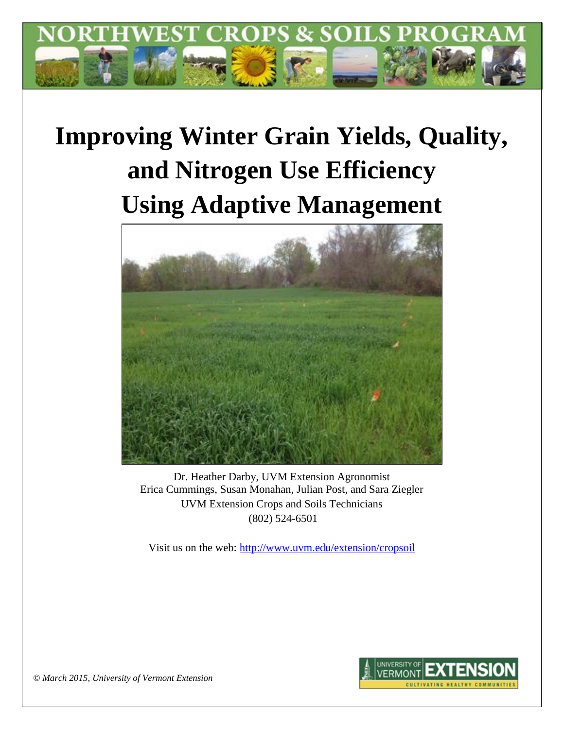# Improving Winter Grain Yields, Quality, and Nitrogen Use Efficiency Using Adaptive Management

Dr. Heather Darby, UVM Extension Agronomist
Erica Cummings, Susan Monahan, Julian Post, and Sara Ziegler
UVM Extension Crops and Soils Technicians
(802) 524-6501

Visit us on the web: http://www.uvm.edu/extension/cropsoil

*© March 2015, University of Vermont Extension*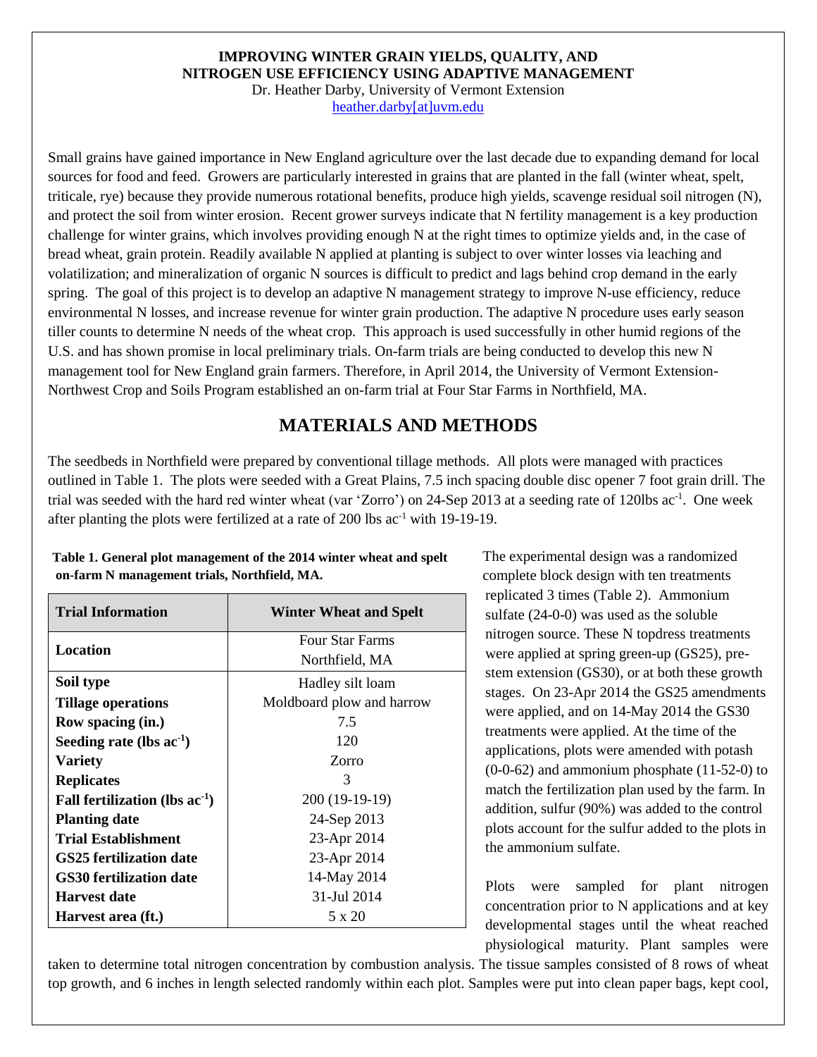**IMPROVING WINTER GRAIN YIELDS, QUALITY, AND NITROGEN USE EFFICIENCY USING ADAPTIVE MANAGEMENT**

Dr. Heather Darby, University of Vermont Extension
heather.darby[at]uvm.edu

Small grains have gained importance in New England agriculture over the last decade due to expanding demand for local sources for food and feed. Growers are particularly interested in grains that are planted in the fall (winter wheat, spelt, triticale, rye) because they provide numerous rotational benefits, produce high yields, scavenge residual soil nitrogen (N), and protect the soil from winter erosion. Recent grower surveys indicate that N fertility management is a key production challenge for winter grains, which involves providing enough N at the right times to optimize yields and, in the case of bread wheat, grain protein. Readily available N applied at planting is subject to over winter losses via leaching and volatilization; and mineralization of organic N sources is difficult to predict and lags behind crop demand in the early spring. The goal of this project is to develop an adaptive N management strategy to improve N-use efficiency, reduce environmental N losses, and increase revenue for winter grain production. The adaptive N procedure uses early season tiller counts to determine N needs of the wheat crop. This approach is used successfully in other humid regions of the U.S. and has shown promise in local preliminary trials. On-farm trials are being conducted to develop this new N management tool for New England grain farmers. Therefore, in April 2014, the University of Vermont Extension-Northwest Crop and Soils Program established an on-farm trial at Four Star Farms in Northfield, MA.

## MATERIALS AND METHODS

The seedbeds in Northfield were prepared by conventional tillage methods. All plots were managed with practices outlined in Table 1. The plots were seeded with a Great Plains, 7.5 inch spacing double disc opener 7 foot grain drill. The trial was seeded with the hard red winter wheat (var 'Zorro') on 24-Sep 2013 at a seeding rate of 120lbs ac$^{-1}$. One week after planting the plots were fertilized at a rate of 200 lbs ac$^{-1}$ with 19-19-19.

**Table 1. General plot management of the 2014 winter wheat and spelt on-farm N management trials, Northfield, MA.**

| Trial Information | Winter Wheat and Spelt |
|---|---|
| **Location** | Four Star Farms Northfield, MA |
| **Soil type** | Hadley silt loam |
| **Tillage operations** | Moldboard plow and harrow |
| **Row spacing (in.)** | 7.5 |
| **Seeding rate (lbs ac$^{-1}$)** | 120 |
| **Variety** | Zorro |
| **Replicates** | 3 |
| **Fall fertilization (lbs ac$^{-1}$)** | 200 (19-19-19) |
| **Planting date** | 24-Sep 2013 |
| **Trial Establishment** | 23-Apr 2014 |
| **GS25 fertilization date** | 23-Apr 2014 |
| **GS30 fertilization date** | 14-May 2014 |
| **Harvest date** | 31-Jul 2014 |
| **Harvest area (ft.)** | 5 x 20 |

The experimental design was a randomized complete block design with ten treatments replicated 3 times (Table 2). Ammonium sulfate (24-0-0) was used as the soluble nitrogen source. These N topdress treatments were applied at spring green-up (GS25), pre-stem extension (GS30), or at both these growth stages. On 23-Apr 2014 the GS25 amendments were applied, and on 14-May 2014 the GS30 treatments were applied. At the time of the applications, plots were amended with potash (0-0-62) and ammonium phosphate (11-52-0) to match the fertilization plan used by the farm. In addition, sulfur (90%) was added to the control plots account for the sulfur added to the plots in the ammonium sulfate.

Plots were sampled for plant nitrogen concentration prior to N applications and at key developmental stages until the wheat reached physiological maturity. Plant samples were taken to determine total nitrogen concentration by combustion analysis. The tissue samples consisted of 8 rows of wheat top growth, and 6 inches in length selected randomly within each plot. Samples were put into clean paper bags, kept cool,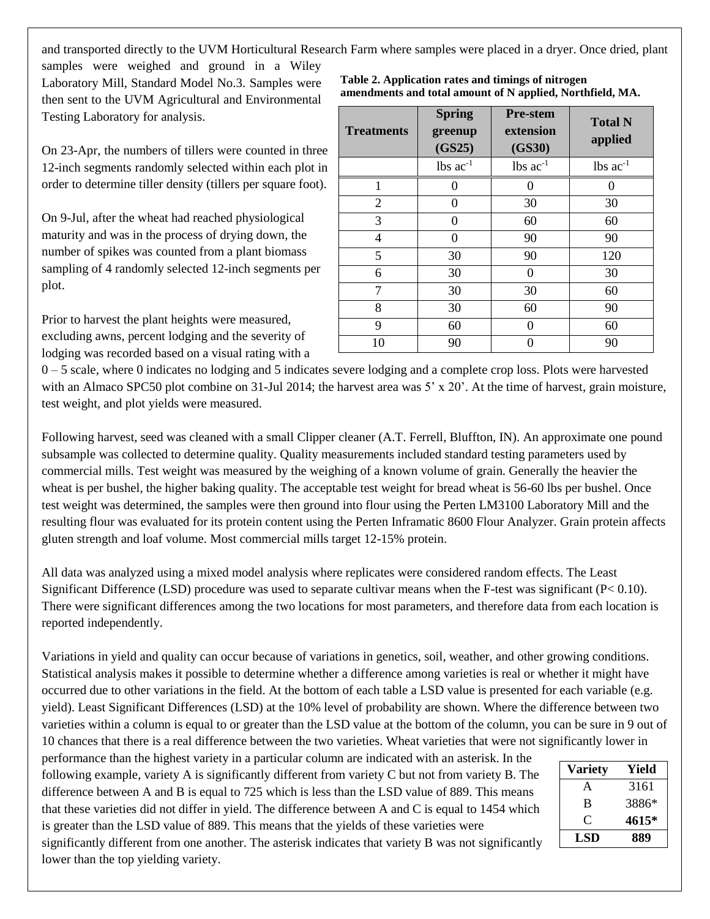and transported directly to the UVM Horticultural Research Farm where samples were placed in a dryer. Once dried, plant samples were weighed and ground in a Wiley Laboratory Mill, Standard Model No.3. Samples were then sent to the UVM Agricultural and Environmental Testing Laboratory for analysis.

**Table 2. Application rates and timings of nitrogen amendments and total amount of N applied, Northfield, MA.**

| Treatments | Spring greenup (GS25) | Pre-stem extension (GS30) | Total N applied |
|---|---|---|---|
| | lbs ac$^{-1}$ | lbs ac$^{-1}$ | lbs ac$^{-1}$ |
| 1 | 0 | 0 | 0 |
| 2 | 0 | 30 | 30 |
| 3 | 0 | 60 | 60 |
| 4 | 0 | 90 | 90 |
| 5 | 30 | 90 | 120 |
| 6 | 30 | 0 | 30 |
| 7 | 30 | 30 | 60 |
| 8 | 30 | 60 | 90 |
| 9 | 60 | 0 | 60 |
| 10 | 90 | 0 | 90 |

On 23-Apr, the numbers of tillers were counted in three 12-inch segments randomly selected within each plot in order to determine tiller density (tillers per square foot).

On 9-Jul, after the wheat had reached physiological maturity and was in the process of drying down, the number of spikes was counted from a plant biomass sampling of 4 randomly selected 12-inch segments per plot.

Prior to harvest the plant heights were measured, excluding awns, percent lodging and the severity of lodging was recorded based on a visual rating with a 0 – 5 scale, where 0 indicates no lodging and 5 indicates severe lodging and a complete crop loss. Plots were harvested with an Almaco SPC50 plot combine on 31-Jul 2014; the harvest area was 5' x 20'. At the time of harvest, grain moisture, test weight, and plot yields were measured.

Following harvest, seed was cleaned with a small Clipper cleaner (A.T. Ferrell, Bluffton, IN). An approximate one pound subsample was collected to determine quality. Quality measurements included standard testing parameters used by commercial mills. Test weight was measured by the weighing of a known volume of grain. Generally the heavier the wheat is per bushel, the higher baking quality. The acceptable test weight for bread wheat is 56-60 lbs per bushel. Once test weight was determined, the samples were then ground into flour using the Perten LM3100 Laboratory Mill and the resulting flour was evaluated for its protein content using the Perten Inframatic 8600 Flour Analyzer. Grain protein affects gluten strength and loaf volume. Most commercial mills target 12-15% protein.

All data was analyzed using a mixed model analysis where replicates were considered random effects. The Least Significant Difference (LSD) procedure was used to separate cultivar means when the F-test was significant ($P< 0.10$). There were significant differences among the two locations for most parameters, and therefore data from each location is reported independently.

Variations in yield and quality can occur because of variations in genetics, soil, weather, and other growing conditions. Statistical analysis makes it possible to determine whether a difference among varieties is real or whether it might have occurred due to other variations in the field. At the bottom of each table a LSD value is presented for each variable (e.g. yield). Least Significant Differences (LSD) at the 10% level of probability are shown. Where the difference between two varieties within a column is equal to or greater than the LSD value at the bottom of the column, you can be sure in 9 out of 10 chances that there is a real difference between the two varieties. Wheat varieties that were not significantly lower in performance than the highest variety in a particular column are indicated with an asterisk. In the following example, variety A is significantly different from variety C but not from variety B. The difference between A and B is equal to 725 which is less than the LSD value of 889. This means that these varieties did not differ in yield. The difference between A and C is equal to 1454 which is greater than the LSD value of 889. This means that the yields of these varieties were significantly different from one another. The asterisk indicates that variety B was not significantly lower than the top yielding variety.

| Variety | Yield |
|---|---|
| A | 3161 |
| B | 3886* |
| C | **4615*** |
| **LSD** | **889** |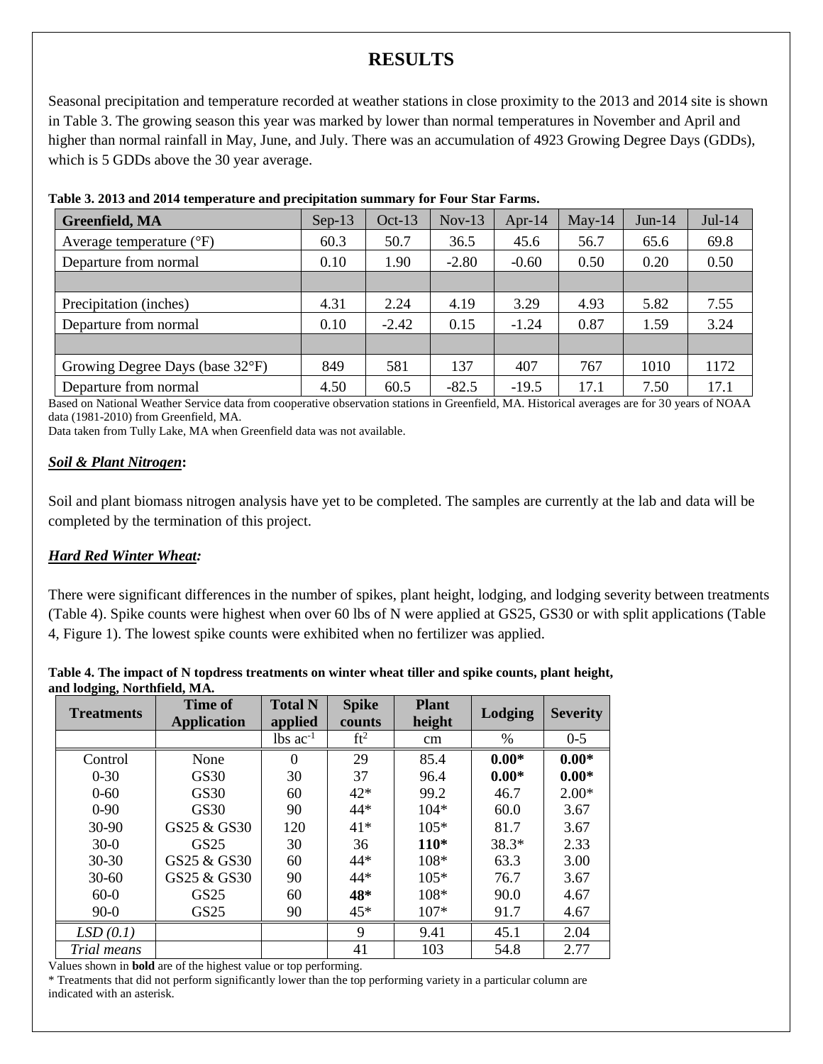# RESULTS

Seasonal precipitation and temperature recorded at weather stations in close proximity to the 2013 and 2014 site is shown in Table 3. The growing season this year was marked by lower than normal temperatures in November and April and higher than normal rainfall in May, June, and July. There was an accumulation of 4923 Growing Degree Days (GDDs), which is 5 GDDs above the 30 year average.

**Table 3. 2013 and 2014 temperature and precipitation summary for Four Star Farms.**

| Greenfield, MA | Sep-13 | Oct-13 | Nov-13 | Apr-14 | May-14 | Jun-14 | Jul-14 |
|---|---|---|---|---|---|---|---|
| Average temperature (°F) | 60.3 | 50.7 | 36.5 | 45.6 | 56.7 | 65.6 | 69.8 |
| Departure from normal | 0.10 | 1.90 | -2.80 | -0.60 | 0.50 | 0.20 | 0.50 |
| | | | | | | | |
| Precipitation (inches) | 4.31 | 2.24 | 4.19 | 3.29 | 4.93 | 5.82 | 7.55 |
| Departure from normal | 0.10 | -2.42 | 0.15 | -1.24 | 0.87 | 1.59 | 3.24 |
| | | | | | | | |
| Growing Degree Days (base 32°F) | 849 | 581 | 137 | 407 | 767 | 1010 | 1172 |
| Departure from normal | 4.50 | 60.5 | -82.5 | -19.5 | 17.1 | 7.50 | 17.1 |

Based on National Weather Service data from cooperative observation stations in Greenfield, MA. Historical averages are for 30 years of NOAA data (1981-2010) from Greenfield, MA.

Data taken from Tully Lake, MA when Greenfield data was not available.

***Soil & Plant Nitrogen*:**

Soil and plant biomass nitrogen analysis have yet to be completed. The samples are currently at the lab and data will be completed by the termination of this project.

***Hard Red Winter Wheat:***

There were significant differences in the number of spikes, plant height, lodging, and lodging severity between treatments (Table 4). Spike counts were highest when over 60 lbs of N were applied at GS25, GS30 or with split applications (Table 4, Figure 1). The lowest spike counts were exhibited when no fertilizer was applied.

**Table 4. The impact of N topdress treatments on winter wheat tiller and spike counts, plant height, and lodging, Northfield, MA.**

| Treatments | Time of Application | Total N applied | Spike counts | Plant height | Lodging | Severity |
|---|---|---|---|---|---|---|
| | | lbs $ac^{-1}$ | $ft^2$ | cm | % | 0-5 |
| Control | None | 0 | 29 | 85.4 | **0.00*** | **0.00*** |
| 0-30 | GS30 | 30 | 37 | 96.4 | **0.00*** | **0.00*** |
| 0-60 | GS30 | 60 | 42* | 99.2 | 46.7 | 2.00* |
| 0-90 | GS30 | 90 | 44* | 104* | 60.0 | 3.67 |
| 30-90 | GS25 & GS30 | 120 | 41* | 105* | 81.7 | 3.67 |
| 30-0 | GS25 | 30 | 36 | **110*** | 38.3* | 2.33 |
| 30-30 | GS25 & GS30 | 60 | 44* | 108* | 63.3 | 3.00 |
| 30-60 | GS25 & GS30 | 90 | 44* | 105* | 76.7 | 3.67 |
| 60-0 | GS25 | 60 | **48*** | 108* | 90.0 | 4.67 |
| 90-0 | GS25 | 90 | 45* | 107* | 91.7 | 4.67 |
| *LSD (0.1)* | | | 9 | 9.41 | 45.1 | 2.04 |
| *Trial means* | | | 41 | 103 | 54.8 | 2.77 |

Values shown in **bold** are of the highest value or top performing.

* Treatments that did not perform significantly lower than the top performing variety in a particular column are indicated with an asterisk.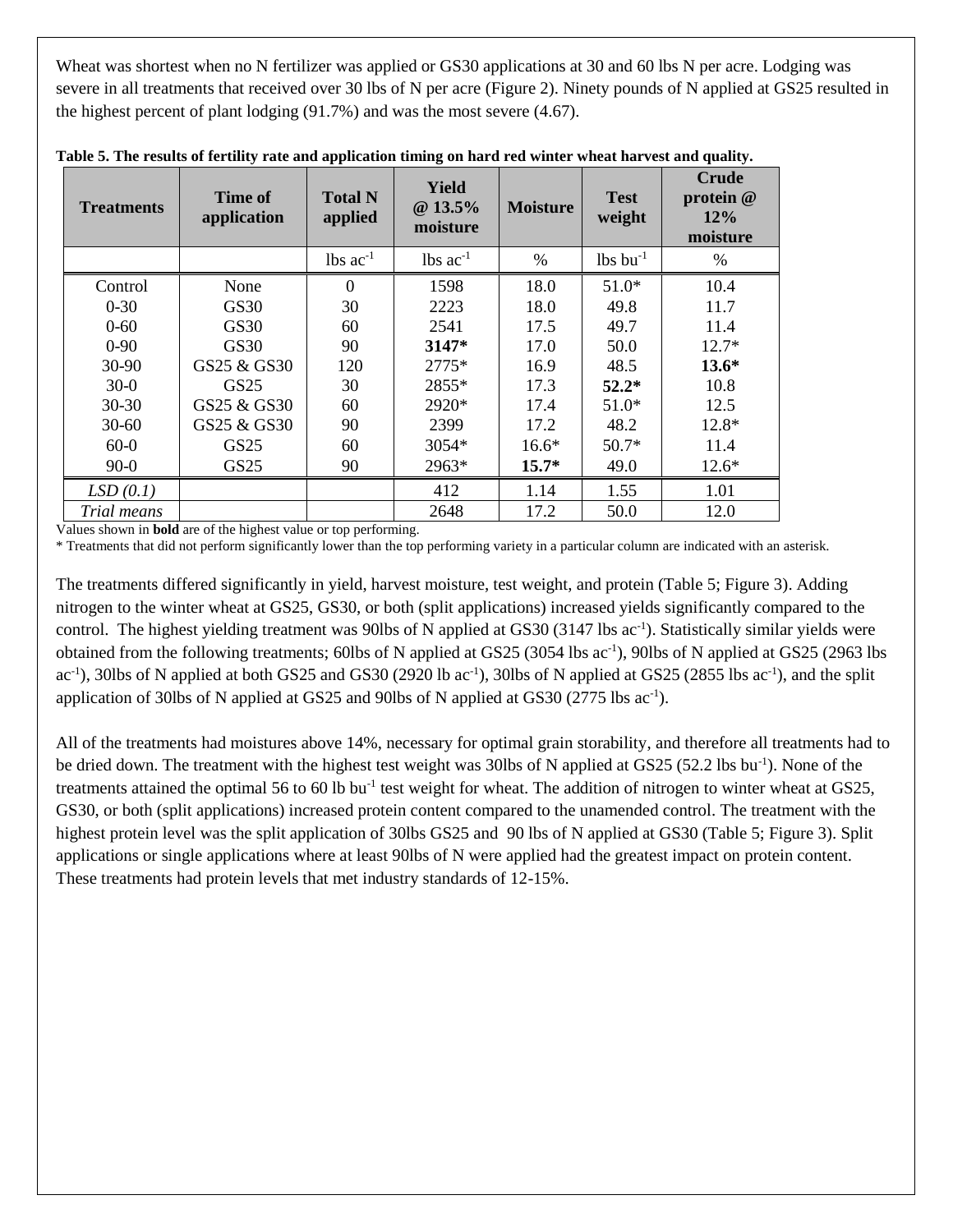Wheat was shortest when no N fertilizer was applied or GS30 applications at 30 and 60 lbs N per acre. Lodging was severe in all treatments that received over 30 lbs of N per acre (Figure 2). Ninety pounds of N applied at GS25 resulted in the highest percent of plant lodging (91.7%) and was the most severe (4.67).

**Table 5. The results of fertility rate and application timing on hard red winter wheat harvest and quality.**

| Treatments | Time of application | Total N applied | Yield @ 13.5% moisture | Moisture | Test weight | Crude protein @ 12% moisture |
|---|---|---|---|---|---|---|
| | | lbs $ac^{-1}$ | lbs $ac^{-1}$ | % | lbs $bu^{-1}$ | % |
| Control | None | 0 | 1598 | 18.0 | 51.0* | 10.4 |
| 0-30 | GS30 | 30 | 2223 | 18.0 | 49.8 | 11.7 |
| 0-60 | GS30 | 60 | 2541 | 17.5 | 49.7 | 11.4 |
| 0-90 | GS30 | 90 | **3147*** | 17.0 | 50.0 | 12.7* |
| 30-90 | GS25 & GS30 | 120 | 2775* | 16.9 | 48.5 | **13.6*** |
| 30-0 | GS25 | 30 | 2855* | 17.3 | **52.2*** | 10.8 |
| 30-30 | GS25 & GS30 | 60 | 2920* | 17.4 | 51.0* | 12.5 |
| 30-60 | GS25 & GS30 | 90 | 2399 | 17.2 | 48.2 | 12.8* |
| 60-0 | GS25 | 60 | 3054* | 16.6* | 50.7* | 11.4 |
| 90-0 | GS25 | 90 | 2963* | **15.7*** | 49.0 | 12.6* |
| *LSD (0.1)* | | | 412 | 1.14 | 1.55 | 1.01 |
| *Trial means* | | | 2648 | 17.2 | 50.0 | 12.0 |

Values shown in **bold** are of the highest value or top performing.
* Treatments that did not perform significantly lower than the top performing variety in a particular column are indicated with an asterisk.

The treatments differed significantly in yield, harvest moisture, test weight, and protein (Table 5; Figure 3). Adding nitrogen to the winter wheat at GS25, GS30, or both (split applications) increased yields significantly compared to the control. The highest yielding treatment was 90lbs of N applied at GS30 (3147 lbs $ac^{-1}$). Statistically similar yields were obtained from the following treatments; 60lbs of N applied at GS25 (3054 lbs $ac^{-1}$), 90lbs of N applied at GS25 (2963 lbs $ac^{-1}$), 30lbs of N applied at both GS25 and GS30 (2920 lb $ac^{-1}$), 30lbs of N applied at GS25 (2855 lbs $ac^{-1}$), and the split application of 30lbs of N applied at GS25 and 90lbs of N applied at GS30 (2775 lbs $ac^{-1}$).

All of the treatments had moistures above 14%, necessary for optimal grain storability, and therefore all treatments had to be dried down. The treatment with the highest test weight was 30lbs of N applied at GS25 (52.2 lbs $bu^{-1}$). None of the treatments attained the optimal 56 to 60 lb $bu^{-1}$ test weight for wheat. The addition of nitrogen to winter wheat at GS25, GS30, or both (split applications) increased protein content compared to the unamended control. The treatment with the highest protein level was the split application of 30lbs GS25 and 90 lbs of N applied at GS30 (Table 5; Figure 3). Split applications or single applications where at least 90lbs of N were applied had the greatest impact on protein content. These treatments had protein levels that met industry standards of 12-15%.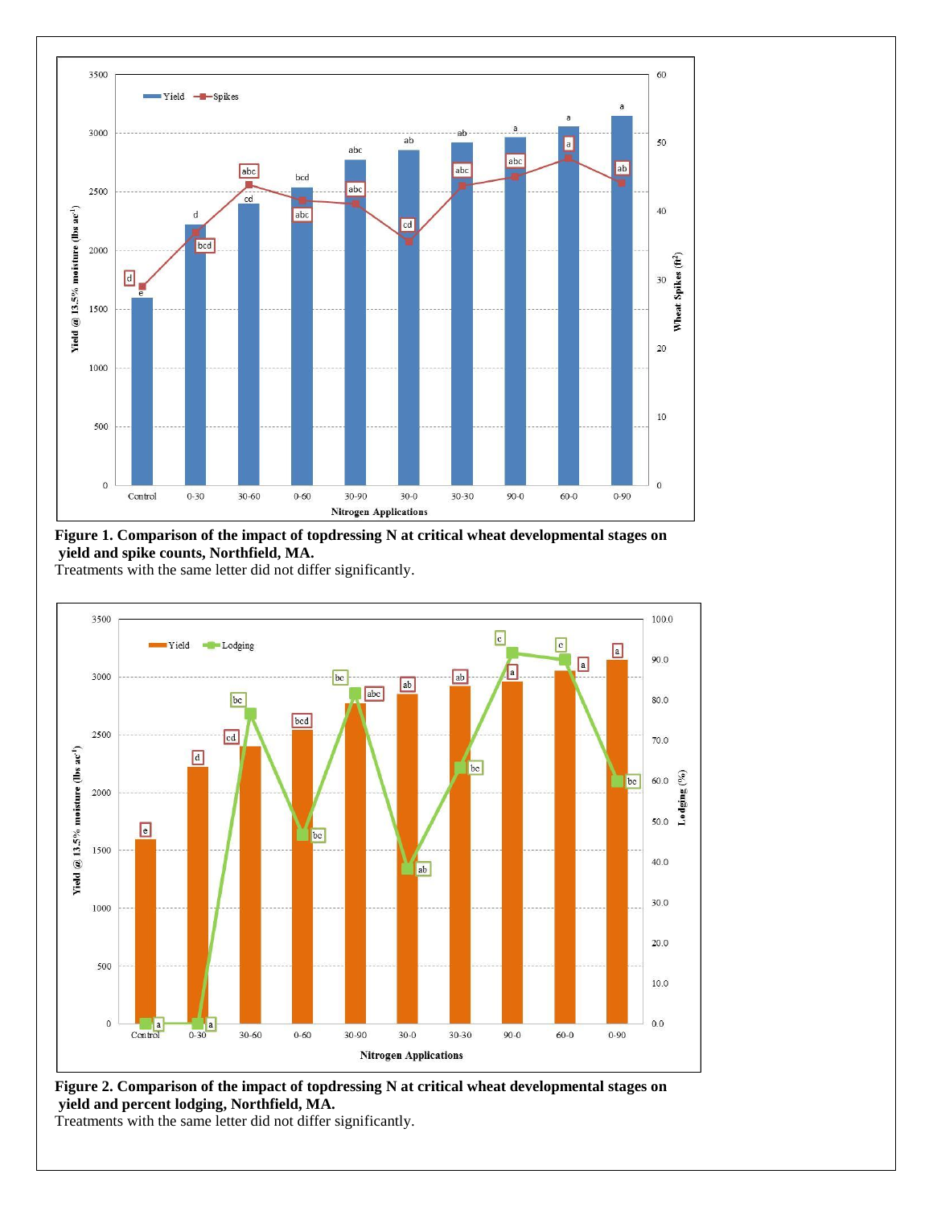**Figure 1. Comparison of the impact of topdressing N at critical wheat developmental stages on yield and spike counts, Northfield, MA.**

Treatments with the same letter did not differ significantly.

**Figure 2. Comparison of the impact of topdressing N at critical wheat developmental stages on yield and percent lodging, Northfield, MA.**

Treatments with the same letter did not differ significantly.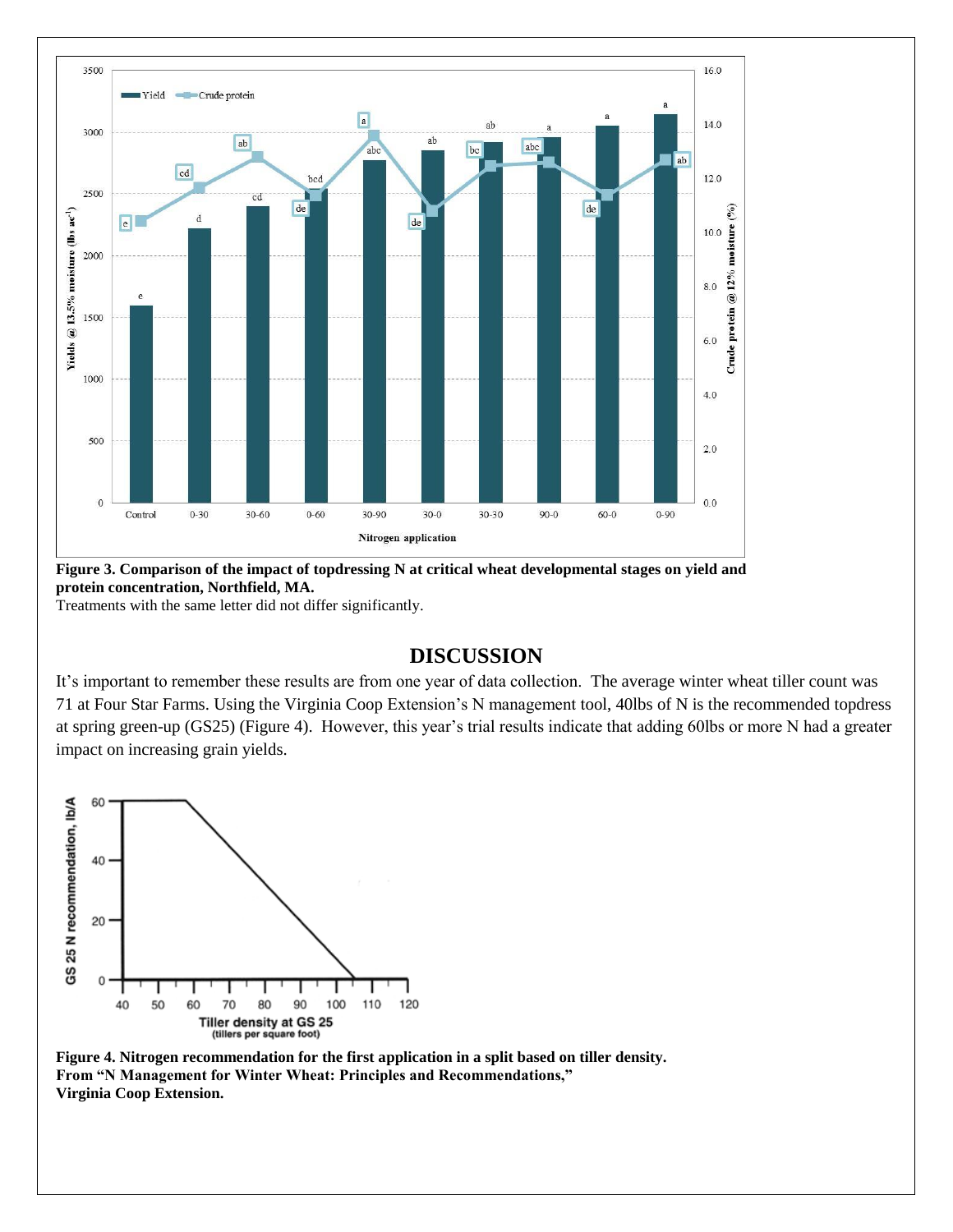**Figure 3. Comparison of the impact of topdressing N at critical wheat developmental stages on yield and protein concentration, Northfield, MA.**
Treatments with the same letter did not differ significantly.

## DISCUSSION

It's important to remember these results are from one year of data collection. The average winter wheat tiller count was 71 at Four Star Farms. Using the Virginia Coop Extension's N management tool, 40lbs of N is the recommended topdress at spring green-up (GS25) (Figure 4). However, this year's trial results indicate that adding 60lbs or more N had a greater impact on increasing grain yields.

**Figure 4. Nitrogen recommendation for the first application in a split based on tiller density. From "N Management for Winter Wheat: Principles and Recommendations," Virginia Coop Extension.**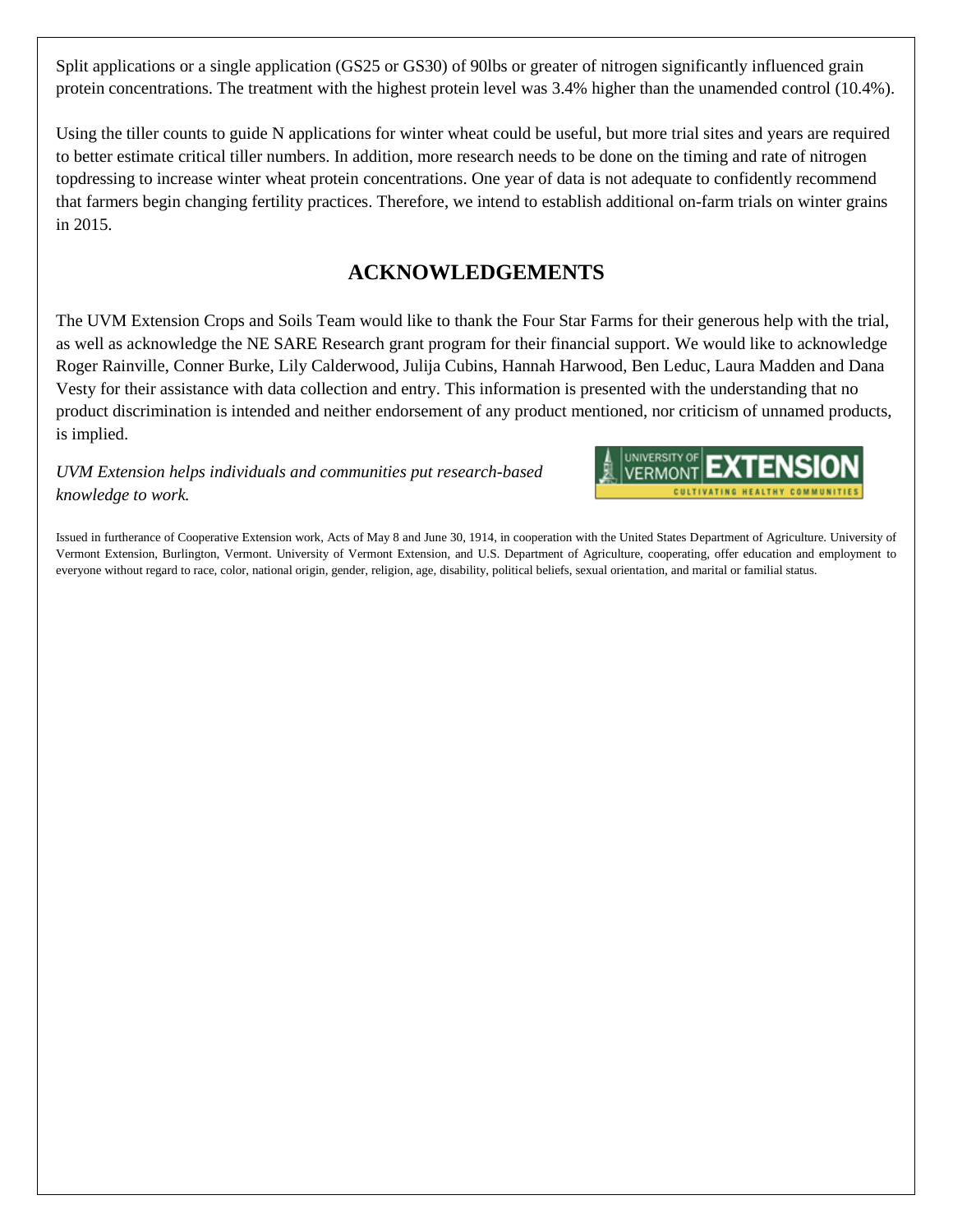Split applications or a single application (GS25 or GS30) of 90lbs or greater of nitrogen significantly influenced grain protein concentrations. The treatment with the highest protein level was 3.4% higher than the unamended control (10.4%).

Using the tiller counts to guide N applications for winter wheat could be useful, but more trial sites and years are required to better estimate critical tiller numbers. In addition, more research needs to be done on the timing and rate of nitrogen topdressing to increase winter wheat protein concentrations. One year of data is not adequate to confidently recommend that farmers begin changing fertility practices. Therefore, we intend to establish additional on-farm trials on winter grains in 2015.

## ACKNOWLEDGEMENTS

The UVM Extension Crops and Soils Team would like to thank the Four Star Farms for their generous help with the trial, as well as acknowledge the NE SARE Research grant program for their financial support. We would like to acknowledge Roger Rainville, Conner Burke, Lily Calderwood, Julija Cubins, Hannah Harwood, Ben Leduc, Laura Madden and Dana Vesty for their assistance with data collection and entry. This information is presented with the understanding that no product discrimination is intended and neither endorsement of any product mentioned, nor criticism of unnamed products, is implied.

*UVM Extension helps individuals and communities put research-based knowledge to work.*

UNIVERSITY OF VERMONT EXTENSION
CULTIVATING HEALTHY COMMUNITIES

Issued in furtherance of Cooperative Extension work, Acts of May 8 and June 30, 1914, in cooperation with the United States Department of Agriculture. University of Vermont Extension, Burlington, Vermont. University of Vermont Extension, and U.S. Department of Agriculture, cooperating, offer education and employment to everyone without regard to race, color, national origin, gender, religion, age, disability, political beliefs, sexual orientation, and marital or familial status.